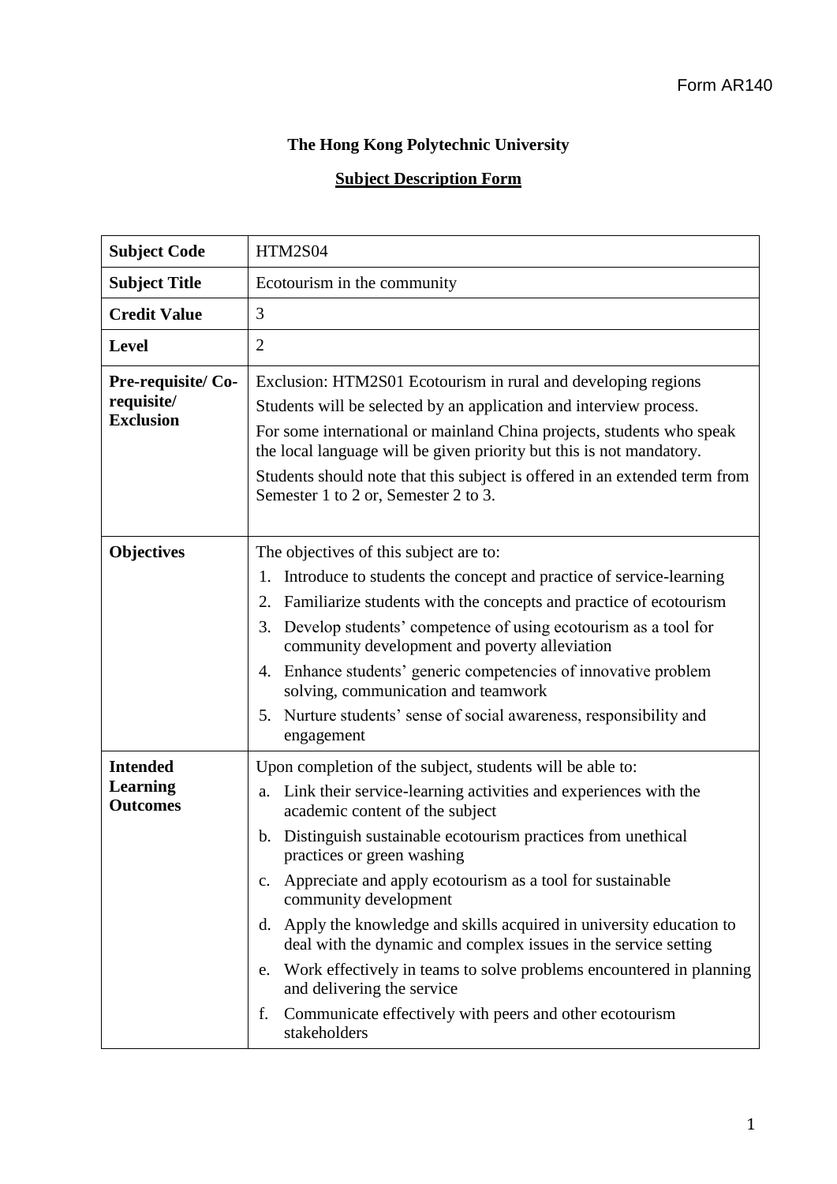Form AR140

**The Hong Kong Polytechnic University**

**Subject Description Form**

| | |
|---|---|
| **Subject Code** | HTM2S04 |
| **Subject Title** | Ecotourism in the community |
| **Credit Value** | 3 |
| **Level** | 2 |
| **Pre-requisite/ Co-requisite/ Exclusion** | Exclusion: HTM2S01 Ecotourism in rural and developing regions<br>Students will be selected by an application and interview process.<br>For some international or mainland China projects, students who speak the local language will be given priority but this is not mandatory.<br>Students should note that this subject is offered in an extended term from Semester 1 to 2 or, Semester 2 to 3. |
| **Objectives** | The objectives of this subject are to:<br>1. Introduce to students the concept and practice of service-learning<br>2. Familiarize students with the concepts and practice of ecotourism<br>3. Develop students' competence of using ecotourism as a tool for community development and poverty alleviation<br>4. Enhance students' generic competencies of innovative problem solving, communication and teamwork<br>5. Nurture students' sense of social awareness, responsibility and engagement |
| **Intended Learning Outcomes** | Upon completion of the subject, students will be able to:<br>a. Link their service-learning activities and experiences with the academic content of the subject<br>b. Distinguish sustainable ecotourism practices from unethical practices or green washing<br>c. Appreciate and apply ecotourism as a tool for sustainable community development<br>d. Apply the knowledge and skills acquired in university education to deal with the dynamic and complex issues in the service setting<br>e. Work effectively in teams to solve problems encountered in planning and delivering the service<br>f. Communicate effectively with peers and other ecotourism stakeholders |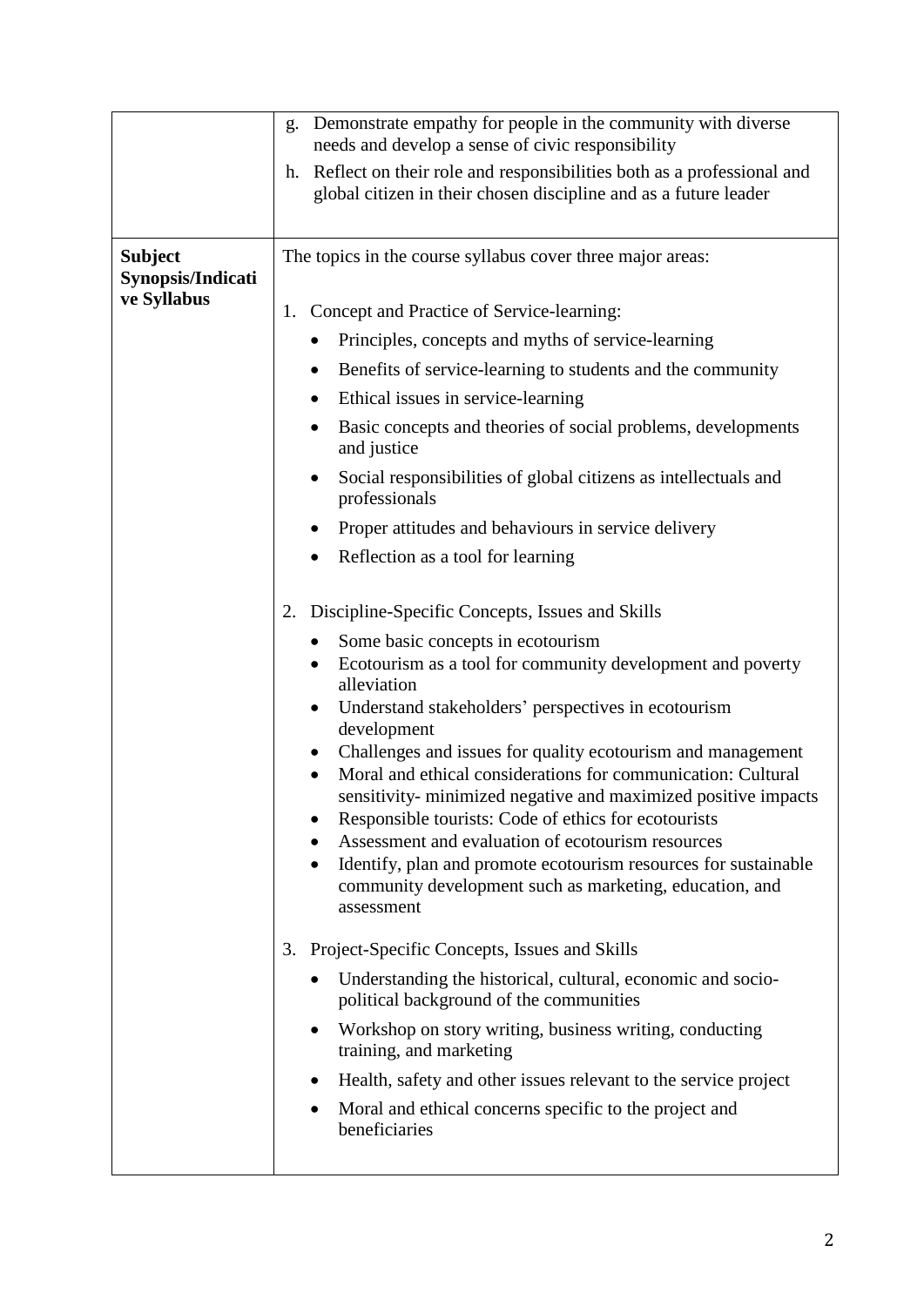| | |
|---|---|
| | g. Demonstrate empathy for people in the community with diverse needs and develop a sense of civic responsibility<br>h. Reflect on their role and responsibilities both as a professional and global citizen in their chosen discipline and as a future leader |
| **Subject Synopsis/Indicative Syllabus** | The topics in the course syllabus cover three major areas:<br><br>1. Concept and Practice of Service-learning:<br>• Principles, concepts and myths of service-learning<br>• Benefits of service-learning to students and the community<br>• Ethical issues in service-learning<br>• Basic concepts and theories of social problems, developments and justice<br>• Social responsibilities of global citizens as intellectuals and professionals<br>• Proper attitudes and behaviours in service delivery<br>• Reflection as a tool for learning<br><br>2. Discipline-Specific Concepts, Issues and Skills<br>• Some basic concepts in ecotourism<br>• Ecotourism as a tool for community development and poverty alleviation<br>• Understand stakeholders' perspectives in ecotourism development<br>• Challenges and issues for quality ecotourism and management<br>• Moral and ethical considerations for communication: Cultural sensitivity- minimized negative and maximized positive impacts<br>• Responsible tourists: Code of ethics for ecotourists<br>• Assessment and evaluation of ecotourism resources<br>• Identify, plan and promote ecotourism resources for sustainable community development such as marketing, education, and assessment<br><br>3. Project-Specific Concepts, Issues and Skills<br>• Understanding the historical, cultural, economic and socio-political background of the communities<br>• Workshop on story writing, business writing, conducting training, and marketing<br>• Health, safety and other issues relevant to the service project<br>• Moral and ethical concerns specific to the project and beneficiaries |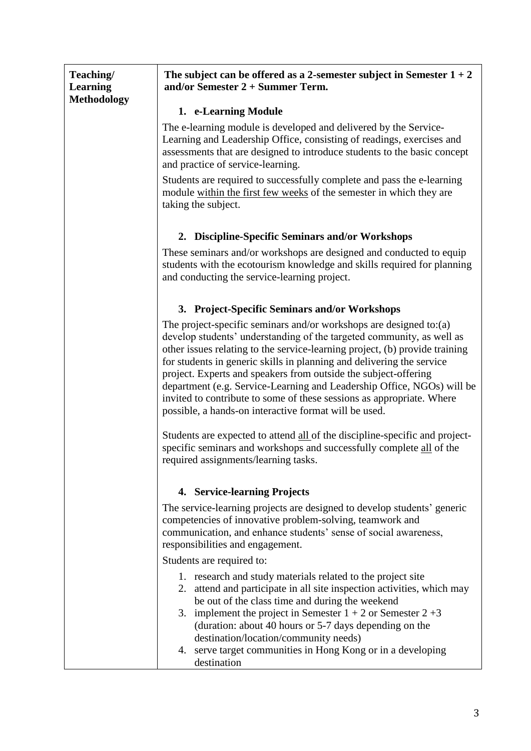| **Teaching/ Learning Methodology** | **The subject can be offered as a 2-semester subject in Semester 1 + 2 and/or Semester 2 + Summer Term.**<br><br>**1. e-Learning Module**<br><br>The e-learning module is developed and delivered by the Service-Learning and Leadership Office, consisting of readings, exercises and assessments that are designed to introduce students to the basic concept and practice of service-learning.<br><br>Students are required to successfully complete and pass the e-learning module <u>within the first few weeks</u> of the semester in which they are taking the subject.<br><br>**2. Discipline-Specific Seminars and/or Workshops**<br><br>These seminars and/or workshops are designed and conducted to equip students with the ecotourism knowledge and skills required for planning and conducting the service-learning project.<br><br>**3. Project-Specific Seminars and/or Workshops**<br><br>The project-specific seminars and/or workshops are designed to:(a) develop students' understanding of the targeted community, as well as other issues relating to the service-learning project, (b) provide training for students in generic skills in planning and delivering the service project. Experts and speakers from outside the subject-offering department (e.g. Service-Learning and Leadership Office, NGOs) will be invited to contribute to some of these sessions as appropriate. Where possible, a hands-on interactive format will be used.<br><br>Students are expected to attend <u>all</u> of the discipline-specific and project-specific seminars and workshops and successfully complete <u>all</u> of the required assignments/learning tasks.<br><br>**4. Service-learning Projects**<br><br>The service-learning projects are designed to develop students' generic competencies of innovative problem-solving, teamwork and communication, and enhance students' sense of social awareness, responsibilities and engagement.<br><br>Students are required to:<br><br>1. research and study materials related to the project site<br>2. attend and participate in all site inspection activities, which may be out of the class time and during the weekend<br>3. implement the project in Semester 1 + 2 or Semester 2 +3 (duration: about 40 hours or 5-7 days depending on the destination/location/community needs)<br>4. serve target communities in Hong Kong or in a developing destination |
|---|---|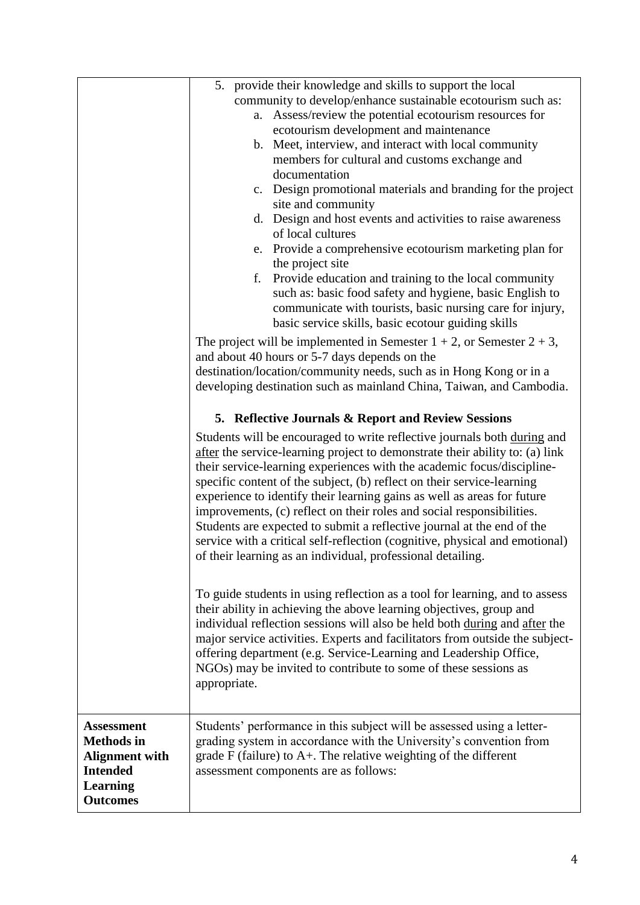| | |
|---|---|
| | 5. provide their knowledge and skills to support the local community to develop/enhance sustainable ecotourism such as:<br>a. Assess/review the potential ecotourism resources for ecotourism development and maintenance<br>b. Meet, interview, and interact with local community members for cultural and customs exchange and documentation<br>c. Design promotional materials and branding for the project site and community<br>d. Design and host events and activities to raise awareness of local cultures<br>e. Provide a comprehensive ecotourism marketing plan for the project site<br>f. Provide education and training to the local community such as: basic food safety and hygiene, basic English to communicate with tourists, basic nursing care for injury, basic service skills, basic ecotour guiding skills<br><br>The project will be implemented in Semester 1 + 2, or Semester 2 + 3, and about 40 hours or 5-7 days depends on the destination/location/community needs, such as in Hong Kong or in a developing destination such as mainland China, Taiwan, and Cambodia.<br><br>**5. Reflective Journals & Report and Review Sessions**<br><br>Students will be encouraged to write reflective journals both <u>during</u> and <u>after</u> the service-learning project to demonstrate their ability to: (a) link their service-learning experiences with the academic focus/discipline-specific content of the subject, (b) reflect on their service-learning experience to identify their learning gains as well as areas for future improvements, (c) reflect on their roles and social responsibilities. Students are expected to submit a reflective journal at the end of the service with a critical self-reflection (cognitive, physical and emotional) of their learning as an individual, professional detailing.<br><br>To guide students in using reflection as a tool for learning, and to assess their ability in achieving the above learning objectives, group and individual reflection sessions will also be held both <u>during</u> and <u>after</u> the major service activities. Experts and facilitators from outside the subject-offering department (e.g. Service-Learning and Leadership Office, NGOs) may be invited to contribute to some of these sessions as appropriate. |
| **Assessment Methods in Alignment with Intended Learning Outcomes** | Students' performance in this subject will be assessed using a letter-grading system in accordance with the University's convention from grade F (failure) to A+. The relative weighting of the different assessment components are as follows: |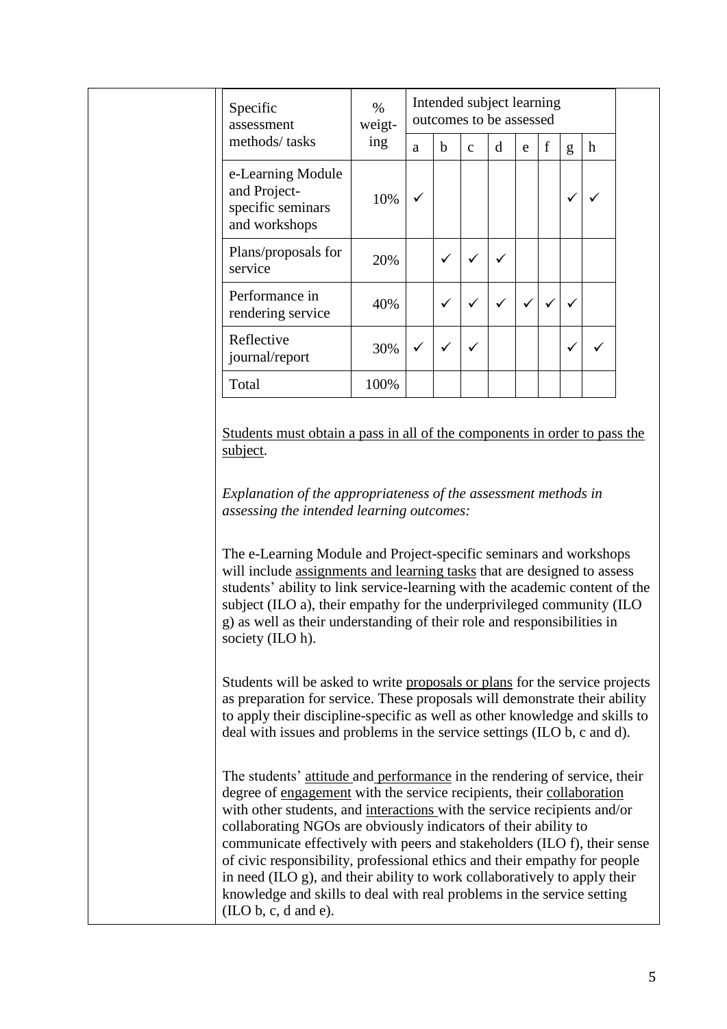| Specific assessment methods/ tasks | % weigt-ing | Intended subject learning outcomes to be assessed | | | | | | | |
|---|---|---|---|---|---|---|---|---|---|
| | | a | b | c | d | e | f | g | h |
| e-Learning Module and Project-specific seminars and workshops | 10% | ✓ | | | | | | ✓ | ✓ |
| Plans/proposals for service | 20% | | ✓ | ✓ | ✓ | | | | |
| Performance in rendering service | 40% | | ✓ | ✓ | ✓ | ✓ | ✓ | ✓ | |
| Reflective journal/report | 30% | ✓ | ✓ | ✓ | | | | ✓ | ✓ |
| Total | 100% | | | | | | | | |

<u>Students must obtain a pass in all of the components in order to pass the subject</u>.

*Explanation of the appropriateness of the assessment methods in assessing the intended learning outcomes:*

The e-Learning Module and Project-specific seminars and workshops will include <u>assignments and learning tasks</u> that are designed to assess students' ability to link service-learning with the academic content of the subject (ILO a), their empathy for the underprivileged community (ILO g) as well as their understanding of their role and responsibilities in society (ILO h).

Students will be asked to write <u>proposals or plans</u> for the service projects as preparation for service. These proposals will demonstrate their ability to apply their discipline-specific as well as other knowledge and skills to deal with issues and problems in the service settings (ILO b, c and d).

The students' <u>attitude</u> and <u>performance</u> in the rendering of service, their degree of <u>engagement</u> with the service recipients, their <u>collaboration</u> with other students, and <u>interactions</u> with the service recipients and/or collaborating NGOs are obviously indicators of their ability to communicate effectively with peers and stakeholders (ILO f), their sense of civic responsibility, professional ethics and their empathy for people in need (ILO g), and their ability to work collaboratively to apply their knowledge and skills to deal with real problems in the service setting (ILO b, c, d and e).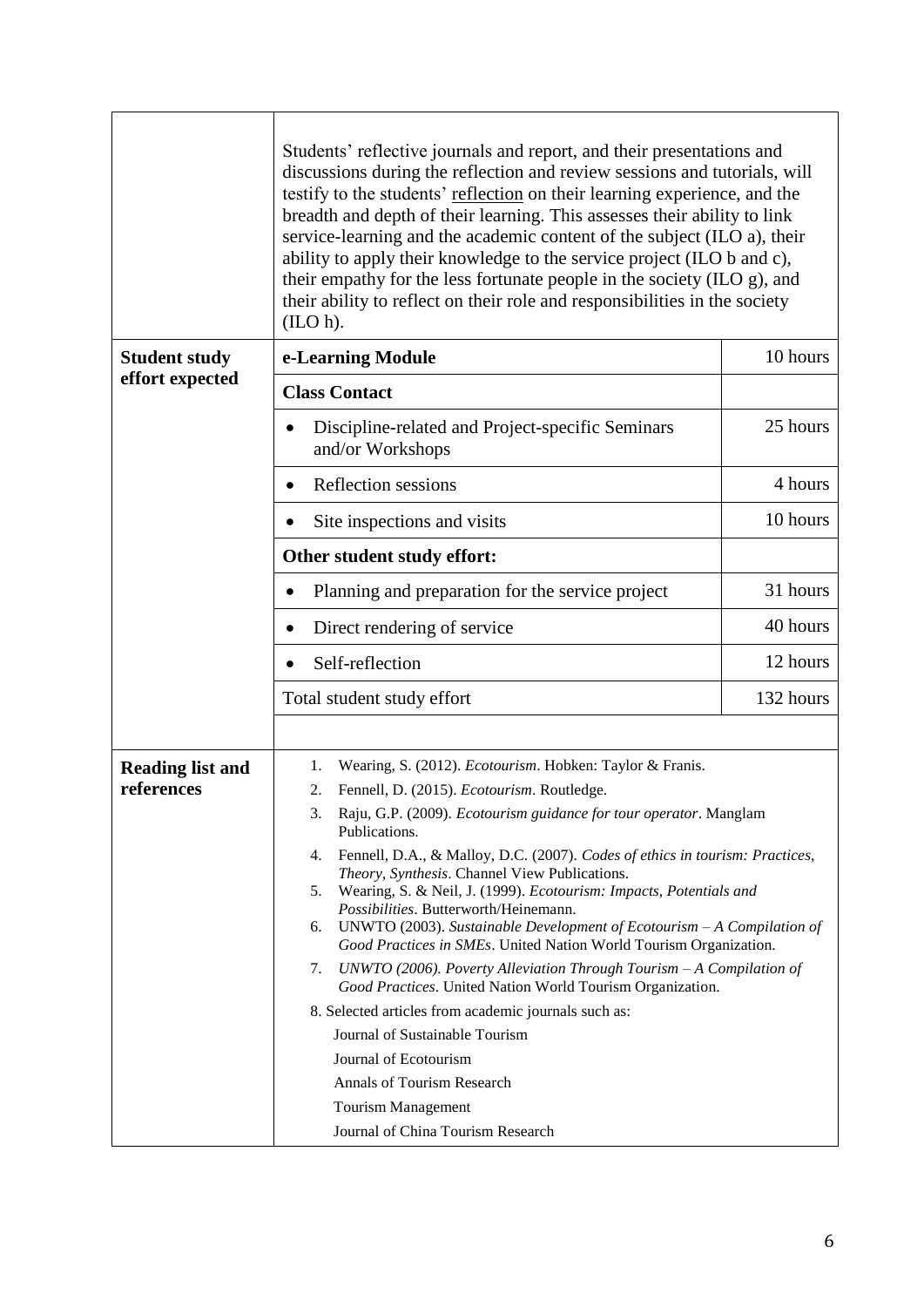| | | |
|---|---|---|
| | Students' reflective journals and report, and their presentations and discussions during the reflection and review sessions and tutorials, will testify to the students' reflection on their learning experience, and the breadth and depth of their learning. This assesses their ability to link service-learning and the academic content of the subject (ILO a), their ability to apply their knowledge to the service project (ILO b and c), their empathy for the less fortunate people in the society (ILO g), and their ability to reflect on their role and responsibilities in the society (ILO h). | |
| **Student study effort expected** | **e-Learning Module** | 10 hours |
| | **Class Contact** | |
| | • Discipline-related and Project-specific Seminars and/or Workshops | 25 hours |
| | • Reflection sessions | 4 hours |
| | • Site inspections and visits | 10 hours |
| | **Other student study effort:** | |
| | • Planning and preparation for the service project | 31 hours |
| | • Direct rendering of service | 40 hours |
| | • Self-reflection | 12 hours |
| | Total student study effort | 132 hours |
| | | |
| **Reading list and references** | 1. Wearing, S. (2012). *Ecotourism*. Hobken: Taylor & Franis.<br>2. Fennell, D. (2015). *Ecotourism*. Routledge.<br>3. Raju, G.P. (2009). *Ecotourism guidance for tour operator*. Manglam Publications.<br>4. Fennell, D.A., & Malloy, D.C. (2007). *Codes of ethics in tourism: Practices, Theory, Synthesis*. Channel View Publications.<br>5. Wearing, S. & Neil, J. (1999). *Ecotourism: Impacts, Potentials and Possibilities*. Butterworth/Heinemann.<br>6. UNWTO (2003). *Sustainable Development of Ecotourism – A Compilation of Good Practices in SMEs*. United Nation World Tourism Organization.<br>7. *UNWTO (2006). Poverty Alleviation Through Tourism – A Compilation of Good Practices*. United Nation World Tourism Organization.<br>8. Selected articles from academic journals such as:<br>Journal of Sustainable Tourism<br>Journal of Ecotourism<br>Annals of Tourism Research<br>Tourism Management<br>Journal of China Tourism Research | |